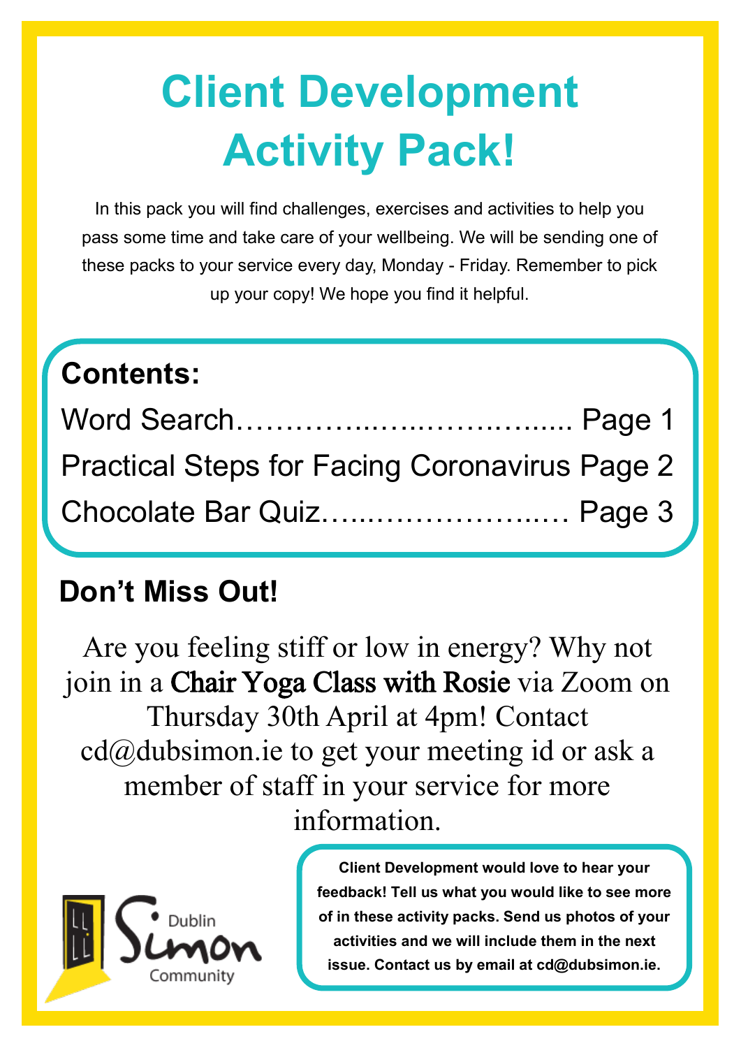# Client Development Activity Pack!

In this pack you will find challenges, exercises and activities to help you pass some time and take care of your wellbeing. We will be sending one of these packs to your service every day, Monday - Friday. Remember to pick up your copy! We hope you find it helpful.

## Contents:

Word Search………………..…………...... Page 1

Practical Steps for Facing Coronavirus Page 2

Chocolate Bar Quiz…..…………….…… Page 3

## Don't Miss Out!

Are you feeling stiff or low in energy? Why not join in a Chair Yoga Class with Rosie via Zoom on Thursday 30th April at 4pm! Contact cd@dubsimon.ie to get your meeting id or ask a member of staff in your service for more information.

Dublin Simon Community

**Client Development would love to hear your feedback! Tell us what you would like to see more of in these activity packs. Send us photos of your activities and we will include them in the next issue. Contact us by email at cd@dubsimon.ie.**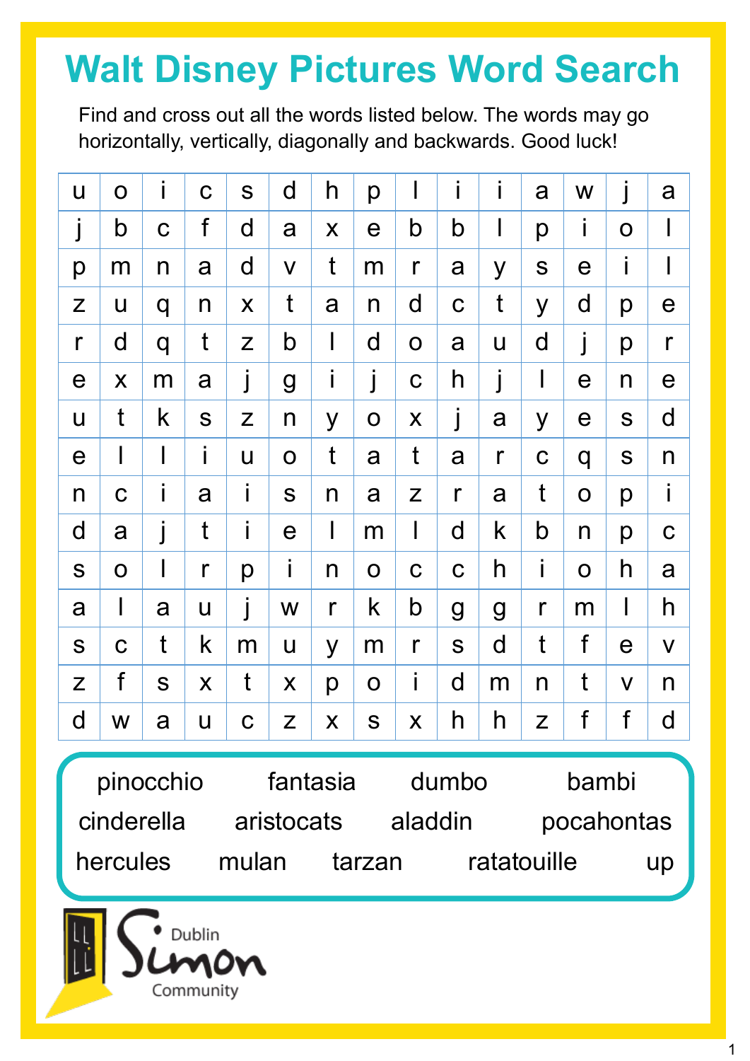# Walt Disney Pictures Word Search

Find and cross out all the words listed below. The words may go horizontally, vertically, diagonally and backwards. Good luck!

| | | | | | | | | | | | | | | |
|---|---|---|---|---|---|---|---|---|---|---|---|---|---|---|
| u | o | i | c | s | d | h | p | l | i | i | a | w | j | a |
| j | b | c | f | d | a | x | e | b | b | l | p | i | o | l |
| p | m | n | a | d | v | t | m | r | a | y | s | e | i | l |
| z | u | q | n | x | t | a | n | d | c | t | y | d | p | e |
| r | d | q | t | z | b | l | d | o | a | u | d | j | p | r |
| e | x | m | a | j | g | i | j | c | h | j | l | e | n | e |
| u | t | k | s | z | n | y | o | x | j | a | y | e | s | d |
| e | l | l | i | u | o | t | a | t | a | r | c | q | s | n |
| n | c | i | a | i | s | n | a | z | r | a | t | o | p | i |
| d | a | j | t | i | e | l | m | l | d | k | b | n | p | c |
| s | o | l | r | p | i | n | o | c | c | h | i | o | h | a |
| a | l | a | u | j | w | r | k | b | g | g | r | m | l | h |
| s | c | t | k | m | u | y | m | r | s | d | t | f | e | v |
| z | f | s | x | t | x | p | o | i | d | m | n | t | v | n |
| d | w | a | u | c | z | x | s | x | h | h | z | f | f | d |

pinocchio, fantasia, dumbo, bambi, cinderella, aristocats, aladdin, pocahontas, hercules, mulan, tarzan, ratatouille, up

Dublin Simon Community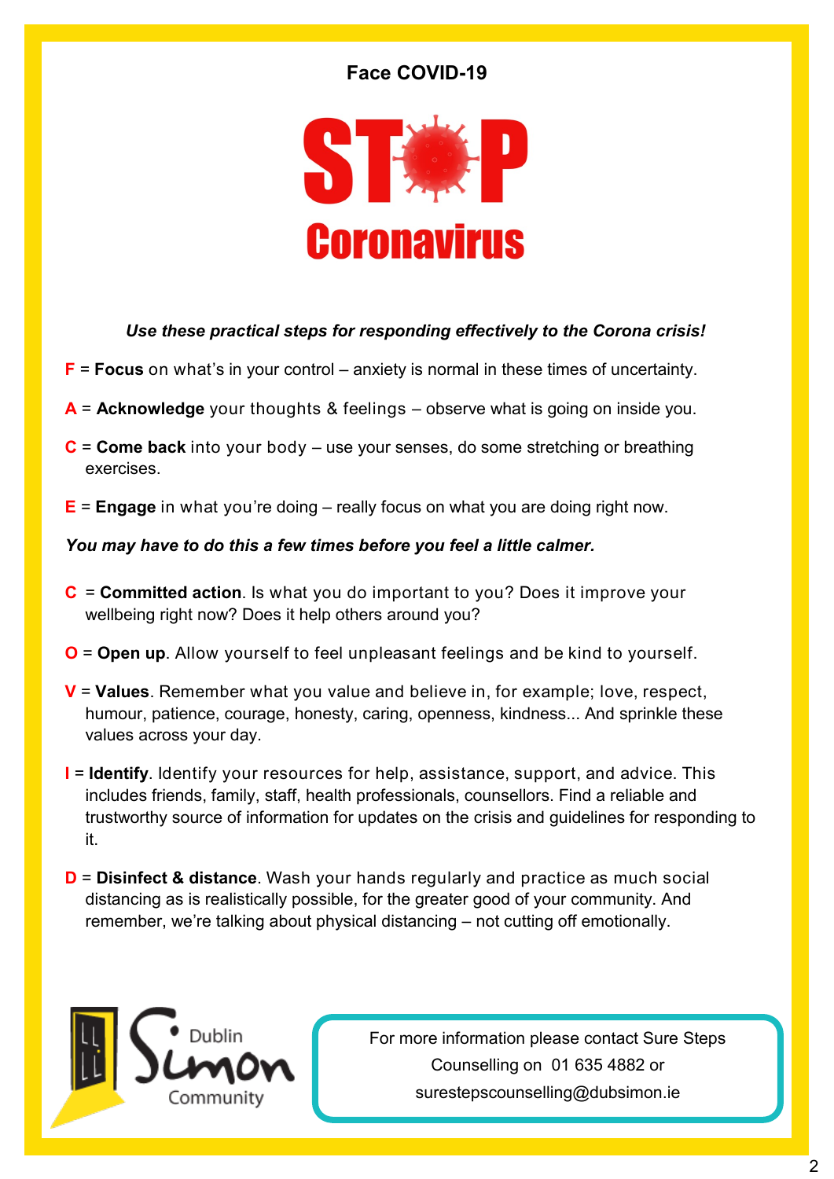## Face COVID-19

# STOP Coronavirus

***Use these practical steps for responding effectively to the Corona crisis!***

**F** = **Focus** on what's in your control – anxiety is normal in these times of uncertainty.

**A** = **Acknowledge** your thoughts & feelings – observe what is going on inside you.

**C** = **Come back** into your body – use your senses, do some stretching or breathing exercises.

**E** = **Engage** in what you're doing – really focus on what you are doing right now.

***You may have to do this a few times before you feel a little calmer.***

**C** = **Committed action**. Is what you do important to you? Does it improve your wellbeing right now? Does it help others around you?

**O** = **Open up**. Allow yourself to feel unpleasant feelings and be kind to yourself.

**V** = **Values**. Remember what you value and believe in, for example; love, respect, humour, patience, courage, honesty, caring, openness, kindness... And sprinkle these values across your day.

**I** = **Identify**. Identify your resources for help, assistance, support, and advice. This includes friends, family, staff, health professionals, counsellors. Find a reliable and trustworthy source of information for updates on the crisis and guidelines for responding to it.

**D** = **Disinfect & distance**. Wash your hands regularly and practice as much social distancing as is realistically possible, for the greater good of your community. And remember, we're talking about physical distancing – not cutting off emotionally.

Dublin Simon Community

For more information please contact Sure Steps Counselling on 01 635 4882 or surestepscounselling@dubsimon.ie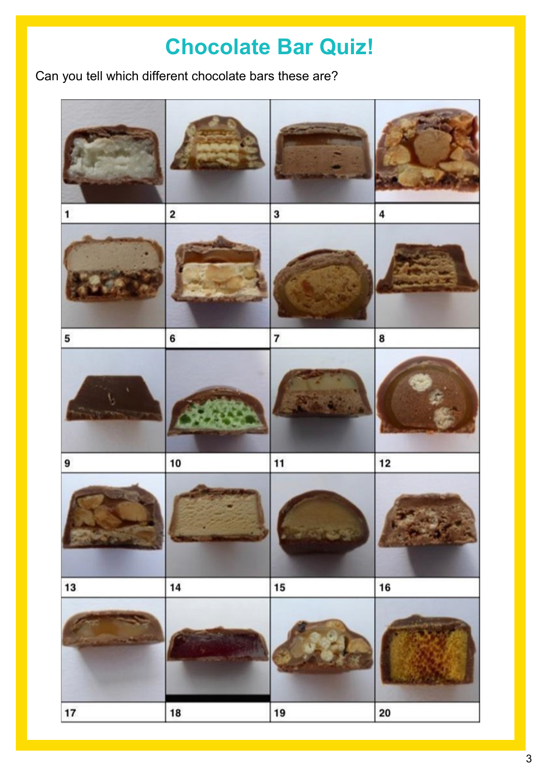# Chocolate Bar Quiz!

Can you tell which different chocolate bars these are?

| | | | |
|---|---|---|---|
| 1 | 2 | 3 | 4 |
| 5 | 6 | 7 | 8 |
| 9 | 10 | 11 | 12 |
| 13 | 14 | 15 | 16 |
| 17 | 18 | 19 | 20 |